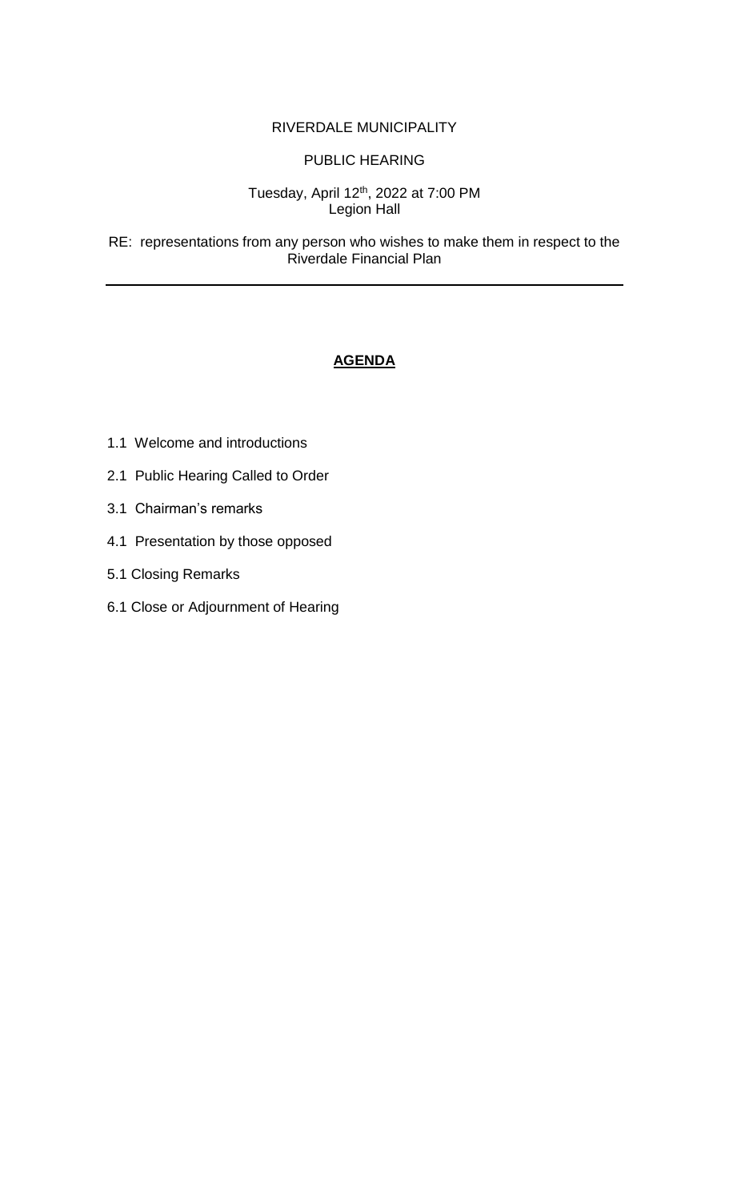RIVERDALE MUNICIPALITY

PUBLIC HEARING

Tuesday, April 12th, 2022 at 7:00 PM
Legion Hall

RE: representations from any person who wishes to make them in respect to the Riverdale Financial Plan

---

## **AGENDA**

1.1 Welcome and introductions

2.1 Public Hearing Called to Order

3.1 Chairman's remarks

4.1 Presentation by those opposed

5.1 Closing Remarks

6.1 Close or Adjournment of Hearing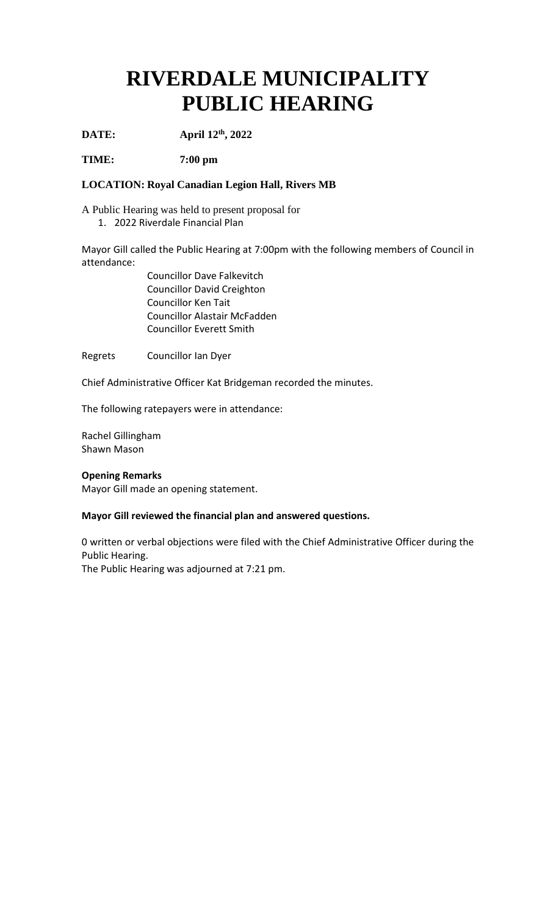# RIVERDALE MUNICIPALITY PUBLIC HEARING

**DATE:** **April 12th, 2022**

**TIME:** **7:00 pm**

**LOCATION: Royal Canadian Legion Hall, Rivers MB**

A Public Hearing was held to present proposal for

1. 2022 Riverdale Financial Plan

Mayor Gill called the Public Hearing at 7:00pm with the following members of Council in attendance:

Councillor Dave Falkevitch
Councillor David Creighton
Councillor Ken Tait
Councillor Alastair McFadden
Councillor Everett Smith

Regrets Councillor Ian Dyer

Chief Administrative Officer Kat Bridgeman recorded the minutes.

The following ratepayers were in attendance:

Rachel Gillingham
Shawn Mason

**Opening Remarks**
Mayor Gill made an opening statement.

**Mayor Gill reviewed the financial plan and answered questions.**

0 written or verbal objections were filed with the Chief Administrative Officer during the Public Hearing.
The Public Hearing was adjourned at 7:21 pm.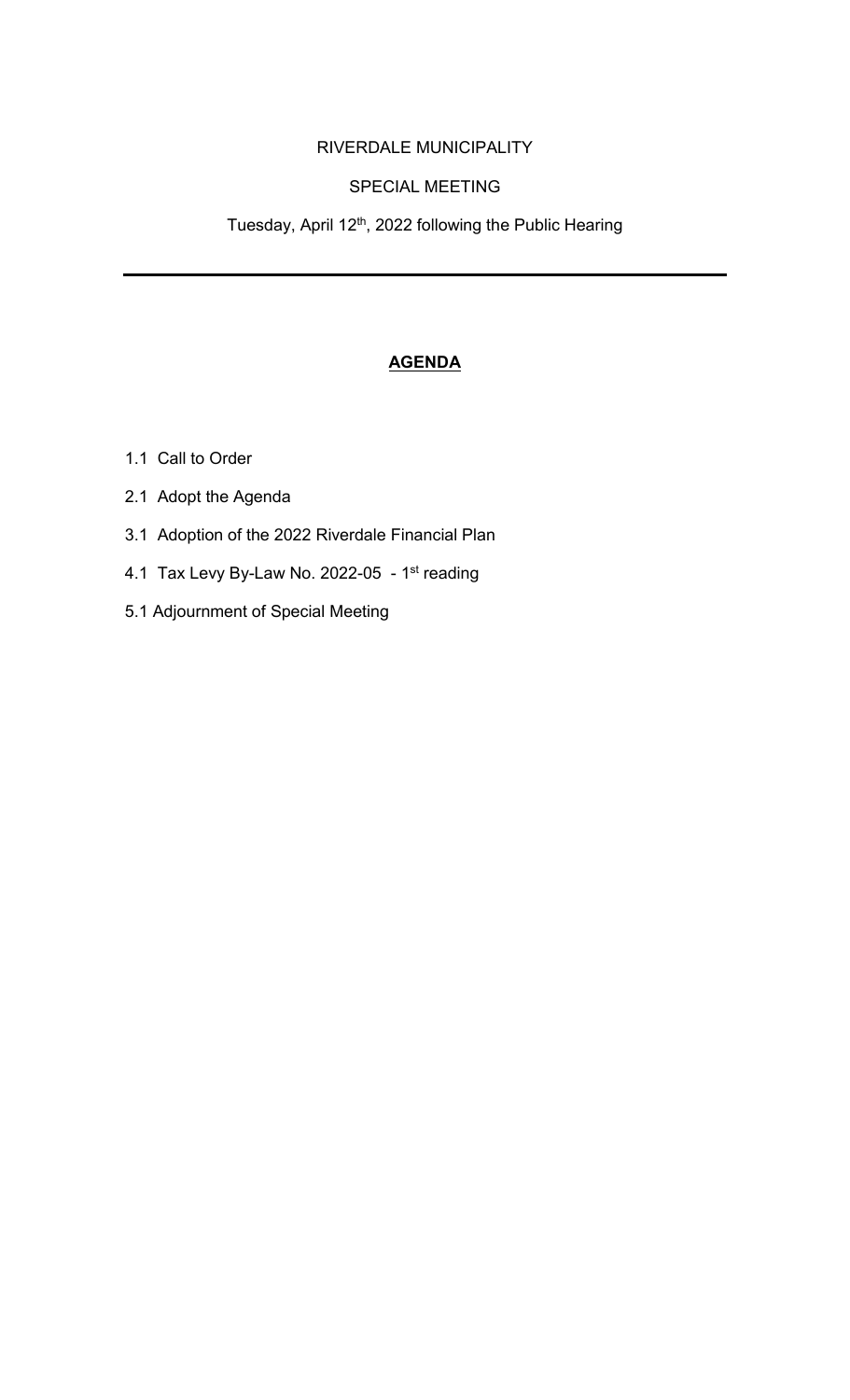RIVERDALE MUNICIPALITY

SPECIAL MEETING

Tuesday, April 12th, 2022 following the Public Hearing

---

# **AGENDA**

1.1 Call to Order

2.1 Adopt the Agenda

3.1 Adoption of the 2022 Riverdale Financial Plan

4.1 Tax Levy By-Law No. 2022-05 - 1st reading

5.1 Adjournment of Special Meeting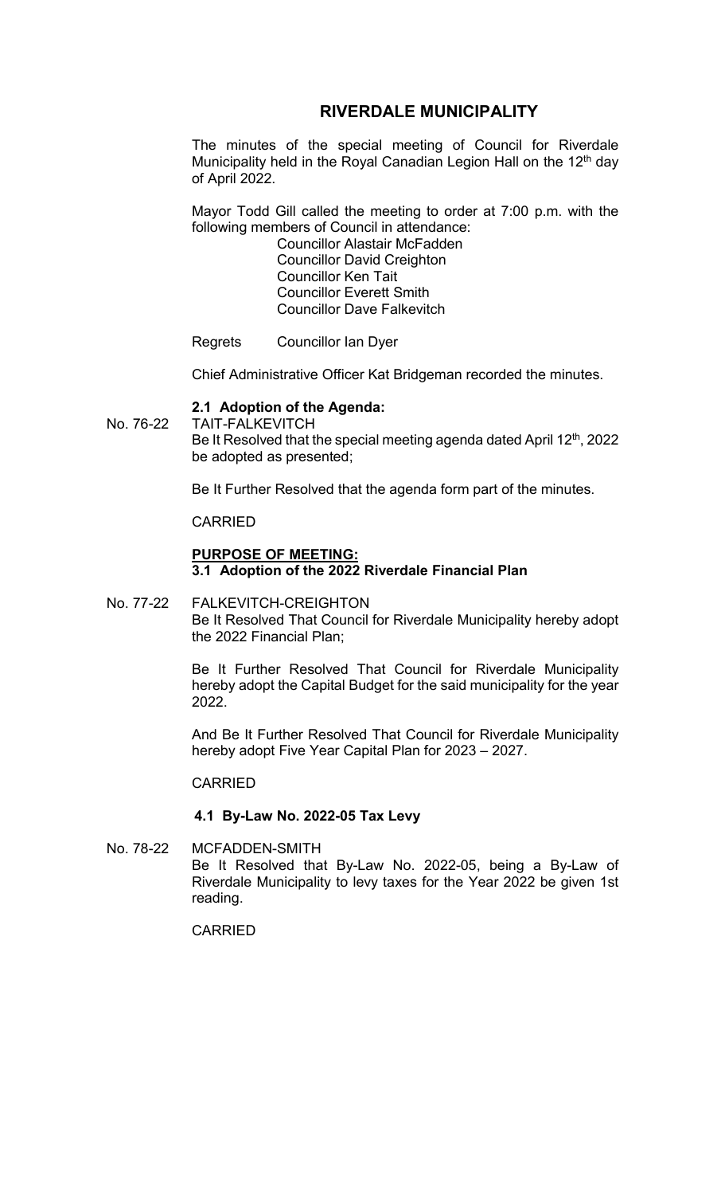# RIVERDALE MUNICIPALITY

The minutes of the special meeting of Council for Riverdale Municipality held in the Royal Canadian Legion Hall on the 12th day of April 2022.

Mayor Todd Gill called the meeting to order at 7:00 p.m. with the following members of Council in attendance:

Councillor Alastair McFadden
Councillor David Creighton
Councillor Ken Tait
Councillor Everett Smith
Councillor Dave Falkevitch

Regrets Councillor Ian Dyer

Chief Administrative Officer Kat Bridgeman recorded the minutes.

**2.1 Adoption of the Agenda:**

No. 76-22 TAIT-FALKEVITCH

Be It Resolved that the special meeting agenda dated April 12th, 2022 be adopted as presented;

Be It Further Resolved that the agenda form part of the minutes.

CARRIED

**PURPOSE OF MEETING:**

**3.1 Adoption of the 2022 Riverdale Financial Plan**

No. 77-22 FALKEVITCH-CREIGHTON

Be It Resolved That Council for Riverdale Municipality hereby adopt the 2022 Financial Plan;

Be It Further Resolved That Council for Riverdale Municipality hereby adopt the Capital Budget for the said municipality for the year 2022.

And Be It Further Resolved That Council for Riverdale Municipality hereby adopt Five Year Capital Plan for 2023 – 2027.

CARRIED

**4.1 By-Law No. 2022-05 Tax Levy**

No. 78-22 MCFADDEN-SMITH

Be It Resolved that By-Law No. 2022-05, being a By-Law of Riverdale Municipality to levy taxes for the Year 2022 be given 1st reading.

CARRIED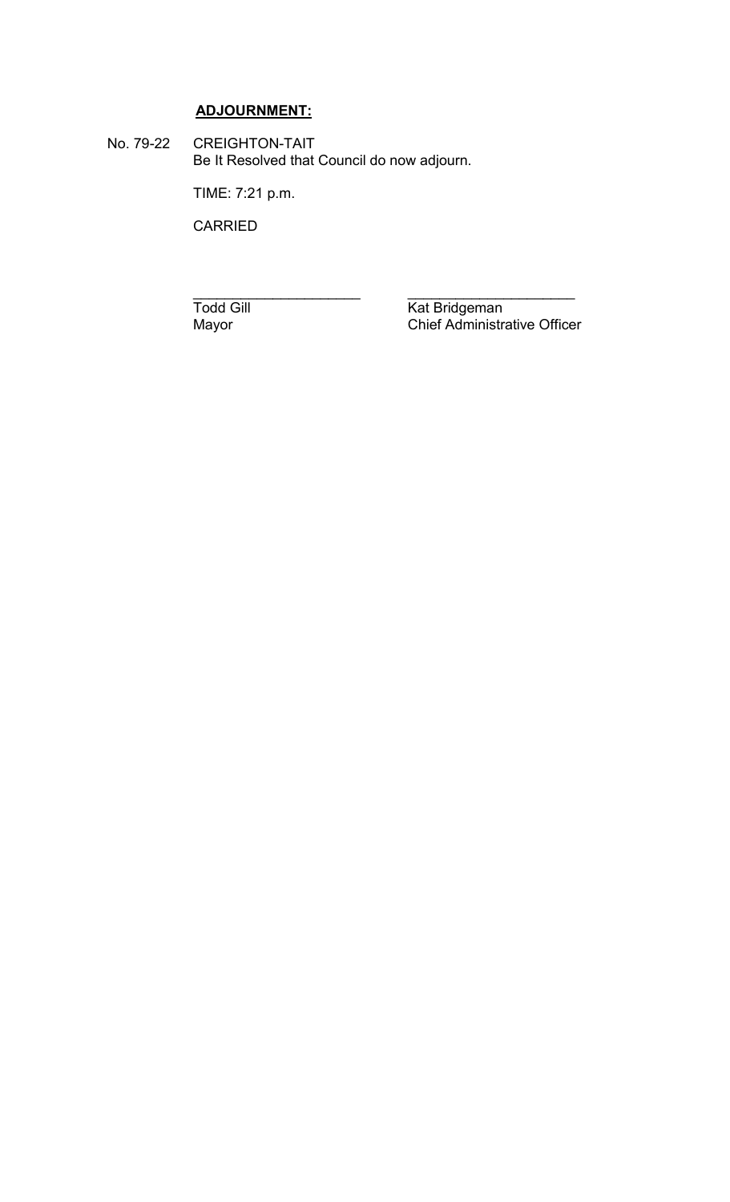**ADJOURNMENT:**

No. 79-22 CREIGHTON-TAIT
Be It Resolved that Council do now adjourn.

TIME: 7:21 p.m.

CARRIED

| | |
|---|---|
| \_\_\_\_\_\_\_\_\_\_\_\_\_\_\_\_\_\_\_\_\_\_ | \_\_\_\_\_\_\_\_\_\_\_\_\_\_\_\_\_\_\_\_\_\_ |
| Todd Gill | Kat Bridgeman |
| Mayor | Chief Administrative Officer |